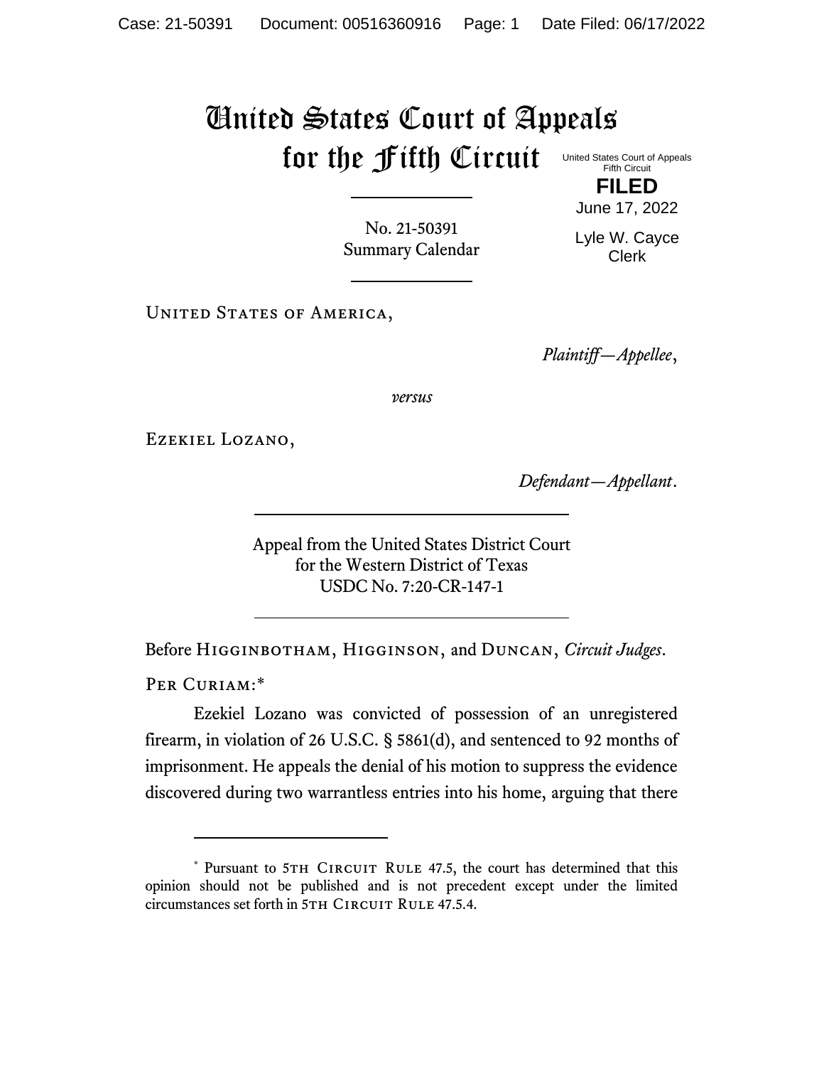# United States Court of Appeals for the Fifth Circuit

United States Court of Appeals
Fifth Circuit

**FILED**

June 17, 2022

Lyle W. Cayce
Clerk

No. 21-50391
Summary Calendar

United States of America,

*Plaintiff—Appellee*,

*versus*

Ezekiel Lozano,

*Defendant—Appellant*.

Appeal from the United States District Court
for the Western District of Texas
USDC No. 7:20-CR-147-1

Before Higginbotham, Higginson, and Duncan, *Circuit Judges*.

Per Curiam:*

Ezekiel Lozano was convicted of possession of an unregistered firearm, in violation of 26 U.S.C. § 5861(d), and sentenced to 92 months of imprisonment. He appeals the denial of his motion to suppress the evidence discovered during two warrantless entries into his home, arguing that there

---

* Pursuant to 5th Circuit Rule 47.5, the court has determined that this opinion should not be published and is not precedent except under the limited circumstances set forth in 5th Circuit Rule 47.5.4.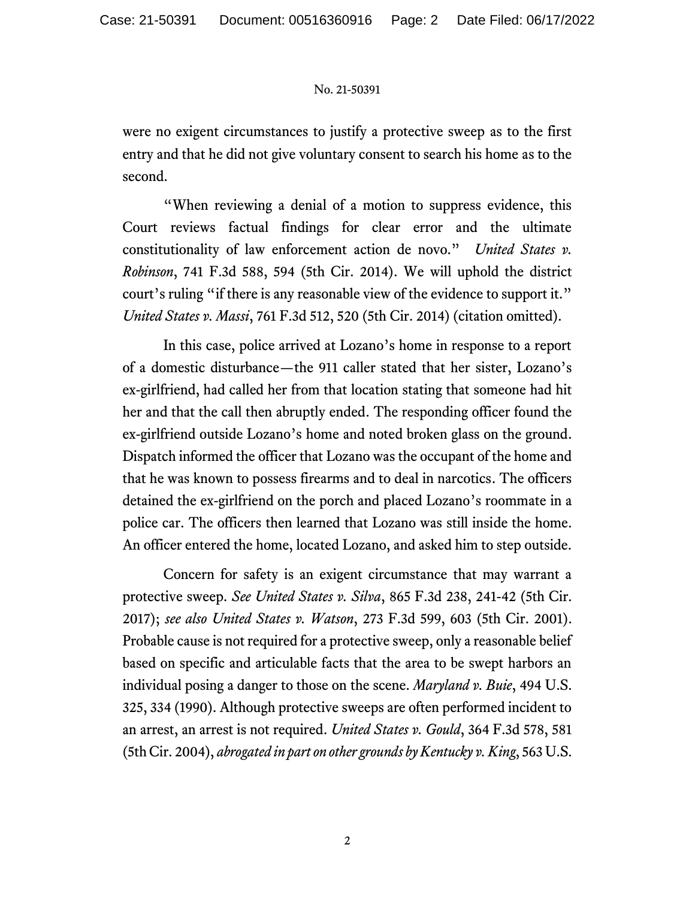were no exigent circumstances to justify a protective sweep as to the first entry and that he did not give voluntary consent to search his home as to the second.

"When reviewing a denial of a motion to suppress evidence, this Court reviews factual findings for clear error and the ultimate constitutionality of law enforcement action de novo." *United States v. Robinson*, 741 F.3d 588, 594 (5th Cir. 2014). We will uphold the district court's ruling "if there is any reasonable view of the evidence to support it." *United States v. Massi*, 761 F.3d 512, 520 (5th Cir. 2014) (citation omitted).

In this case, police arrived at Lozano's home in response to a report of a domestic disturbance—the 911 caller stated that her sister, Lozano's ex-girlfriend, had called her from that location stating that someone had hit her and that the call then abruptly ended. The responding officer found the ex-girlfriend outside Lozano's home and noted broken glass on the ground. Dispatch informed the officer that Lozano was the occupant of the home and that he was known to possess firearms and to deal in narcotics. The officers detained the ex-girlfriend on the porch and placed Lozano's roommate in a police car. The officers then learned that Lozano was still inside the home. An officer entered the home, located Lozano, and asked him to step outside.

Concern for safety is an exigent circumstance that may warrant a protective sweep. *See United States v. Silva*, 865 F.3d 238, 241-42 (5th Cir. 2017); *see also United States v. Watson*, 273 F.3d 599, 603 (5th Cir. 2001). Probable cause is not required for a protective sweep, only a reasonable belief based on specific and articulable facts that the area to be swept harbors an individual posing a danger to those on the scene. *Maryland v. Buie*, 494 U.S. 325, 334 (1990). Although protective sweeps are often performed incident to an arrest, an arrest is not required. *United States v. Gould*, 364 F.3d 578, 581 (5th Cir. 2004), *abrogated in part on other grounds by Kentucky v. King*, 563 U.S.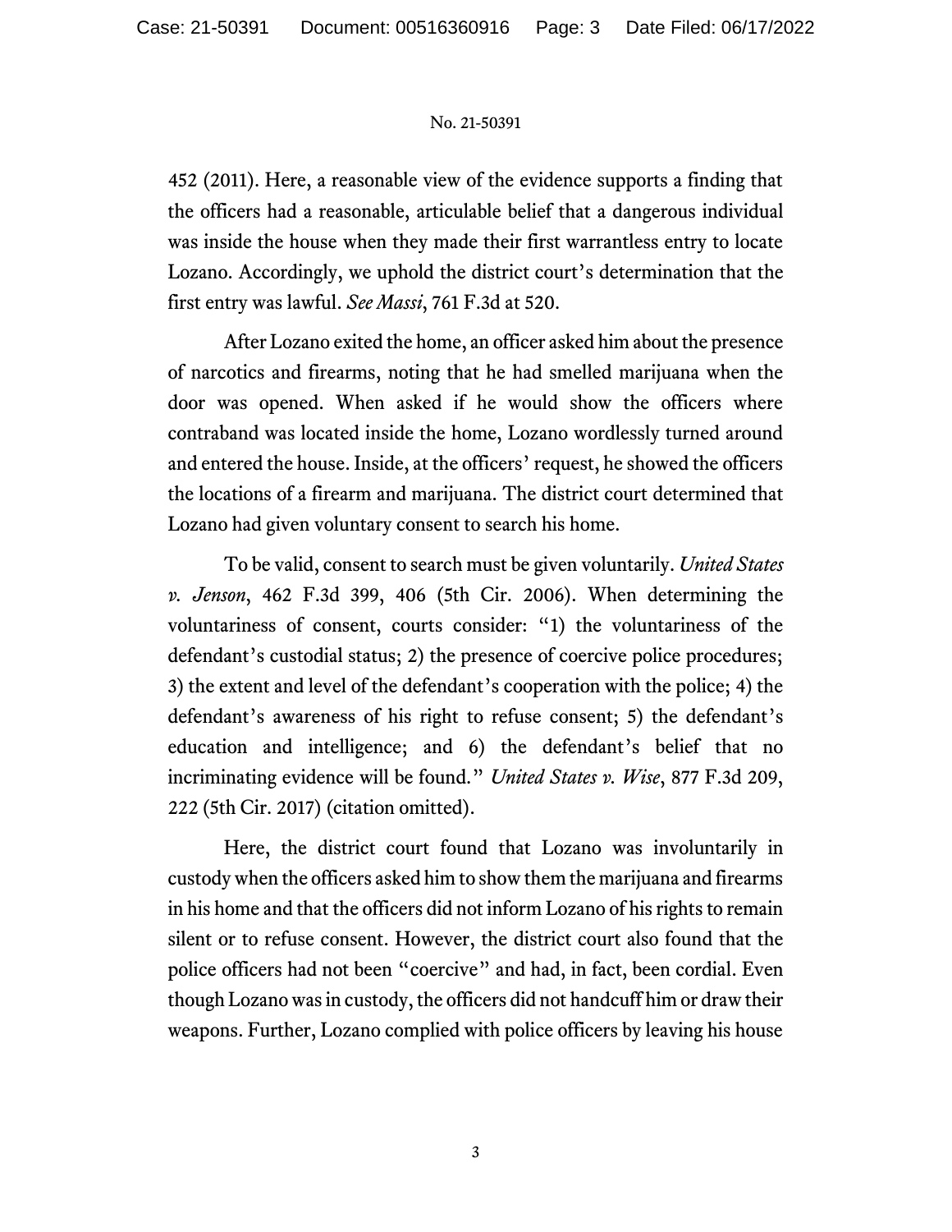452 (2011). Here, a reasonable view of the evidence supports a finding that the officers had a reasonable, articulable belief that a dangerous individual was inside the house when they made their first warrantless entry to locate Lozano. Accordingly, we uphold the district court's determination that the first entry was lawful. *See Massi*, 761 F.3d at 520.

After Lozano exited the home, an officer asked him about the presence of narcotics and firearms, noting that he had smelled marijuana when the door was opened. When asked if he would show the officers where contraband was located inside the home, Lozano wordlessly turned around and entered the house. Inside, at the officers' request, he showed the officers the locations of a firearm and marijuana. The district court determined that Lozano had given voluntary consent to search his home.

To be valid, consent to search must be given voluntarily. *United States v. Jenson*, 462 F.3d 399, 406 (5th Cir. 2006). When determining the voluntariness of consent, courts consider: "1) the voluntariness of the defendant's custodial status; 2) the presence of coercive police procedures; 3) the extent and level of the defendant's cooperation with the police; 4) the defendant's awareness of his right to refuse consent; 5) the defendant's education and intelligence; and 6) the defendant's belief that no incriminating evidence will be found." *United States v. Wise*, 877 F.3d 209, 222 (5th Cir. 2017) (citation omitted).

Here, the district court found that Lozano was involuntarily in custody when the officers asked him to show them the marijuana and firearms in his home and that the officers did not inform Lozano of his rights to remain silent or to refuse consent. However, the district court also found that the police officers had not been "coercive" and had, in fact, been cordial. Even though Lozano was in custody, the officers did not handcuff him or draw their weapons. Further, Lozano complied with police officers by leaving his house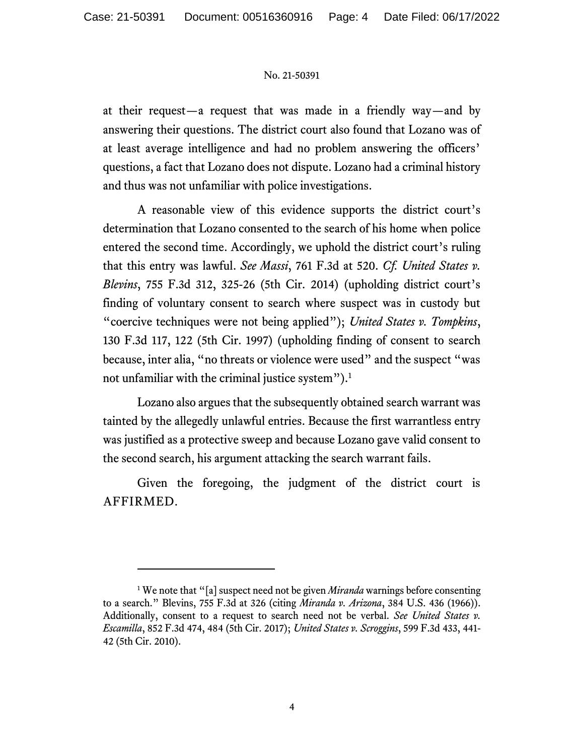at their request—a request that was made in a friendly way—and by answering their questions. The district court also found that Lozano was of at least average intelligence and had no problem answering the officers' questions, a fact that Lozano does not dispute. Lozano had a criminal history and thus was not unfamiliar with police investigations.

A reasonable view of this evidence supports the district court's determination that Lozano consented to the search of his home when police entered the second time. Accordingly, we uphold the district court's ruling that this entry was lawful. *See Massi*, 761 F.3d at 520. *Cf. United States v. Blevins*, 755 F.3d 312, 325-26 (5th Cir. 2014) (upholding district court's finding of voluntary consent to search where suspect was in custody but "coercive techniques were not being applied"); *United States v. Tompkins*, 130 F.3d 117, 122 (5th Cir. 1997) (upholding finding of consent to search because, inter alia, "no threats or violence were used" and the suspect "was not unfamiliar with the criminal justice system").[1]

Lozano also argues that the subsequently obtained search warrant was tainted by the allegedly unlawful entries. Because the first warrantless entry was justified as a protective sweep and because Lozano gave valid consent to the second search, his argument attacking the search warrant fails.

Given the foregoing, the judgment of the district court is AFFIRMED.

---

[1] We note that "[a] suspect need not be given *Miranda* warnings before consenting to a search." Blevins, 755 F.3d at 326 (citing *Miranda v. Arizona*, 384 U.S. 436 (1966)). Additionally, consent to a request to search need not be verbal. *See United States v. Escamilla*, 852 F.3d 474, 484 (5th Cir. 2017); *United States v. Scroggins*, 599 F.3d 433, 441-42 (5th Cir. 2010).